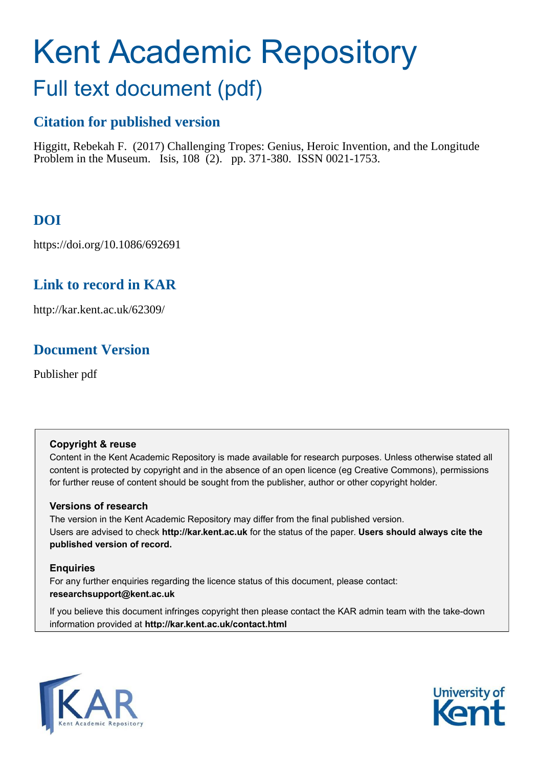# Kent Academic Repository

## Full text document (pdf)

### Citation for published version

Higgitt, Rebekah F. (2017) Challenging Tropes: Genius, Heroic Invention, and the Longitude Problem in the Museum. Isis, 108 (2). pp. 371-380. ISSN 0021-1753.

### DOI

https://doi.org/10.1086/692691

### Link to record in KAR

http://kar.kent.ac.uk/62309/

### Document Version

Publisher pdf

**Copyright & reuse**

Content in the Kent Academic Repository is made available for research purposes. Unless otherwise stated all content is protected by copyright and in the absence of an open licence (eg Creative Commons), permissions for further reuse of content should be sought from the publisher, author or other copyright holder.

**Versions of research**

The version in the Kent Academic Repository may differ from the final published version. Users are advised to check **http://kar.kent.ac.uk** for the status of the paper. **Users should always cite the published version of record.**

**Enquiries**

For any further enquiries regarding the licence status of this document, please contact: **researchsupport@kent.ac.uk**

If you believe this document infringes copyright then please contact the KAR admin team with the take-down information provided at **http://kar.kent.ac.uk/contact.html**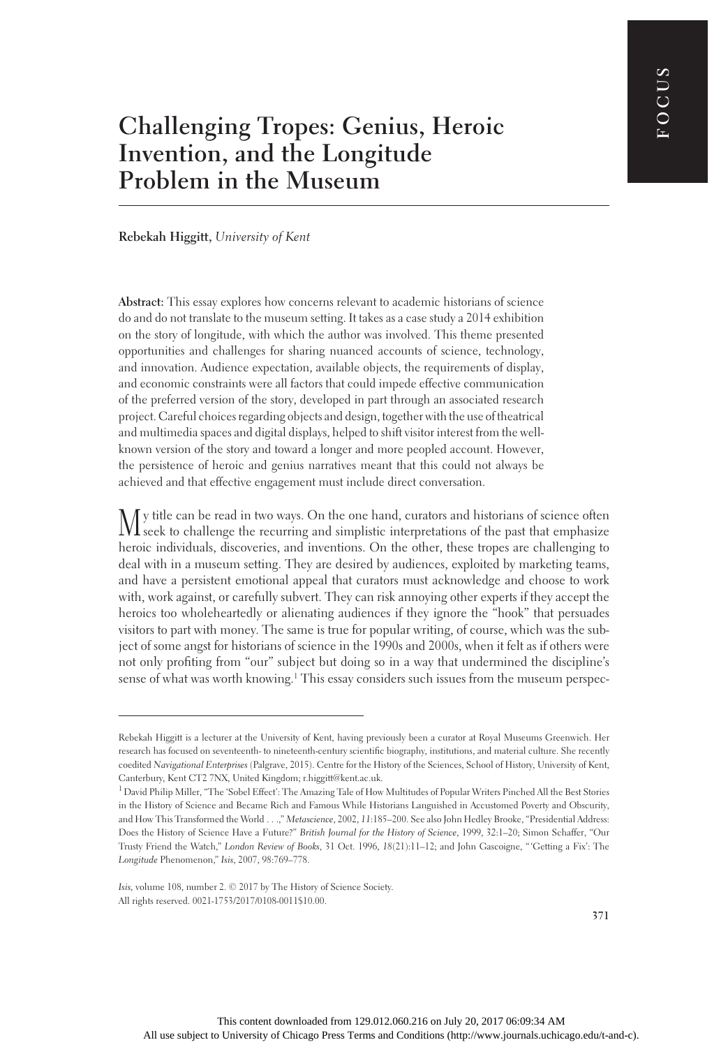# Challenging Tropes: Genius, Heroic Invention, and the Longitude Problem in the Museum

**Rebekah Higgitt,** *University of Kent*

**Abstract:** This essay explores how concerns relevant to academic historians of science do and do not translate to the museum setting. It takes as a case study a 2014 exhibition on the story of longitude, with which the author was involved. This theme presented opportunities and challenges for sharing nuanced accounts of science, technology, and innovation. Audience expectation, available objects, the requirements of display, and economic constraints were all factors that could impede effective communication of the preferred version of the story, developed in part through an associated research project. Careful choices regarding objects and design, together with the use of theatrical and multimedia spaces and digital displays, helped to shift visitor interest from the well-known version of the story and toward a longer and more peopled account. However, the persistence of heroic and genius narratives meant that this could not always be achieved and that effective engagement must include direct conversation.

My title can be read in two ways. On the one hand, curators and historians of science often seek to challenge the recurring and simplistic interpretations of the past that emphasize heroic individuals, discoveries, and inventions. On the other, these tropes are challenging to deal with in a museum setting. They are desired by audiences, exploited by marketing teams, and have a persistent emotional appeal that curators must acknowledge and choose to work with, work against, or carefully subvert. They can risk annoying other experts if they accept the heroics too wholeheartedly or alienating audiences if they ignore the "hook" that persuades visitors to part with money. The same is true for popular writing, of course, which was the subject of some angst for historians of science in the 1990s and 2000s, when it felt as if others were not only profiting from "our" subject but doing so in a way that undermined the discipline's sense of what was worth knowing.[1] This essay considers such issues from the museum perspec-

---

Rebekah Higgitt is a lecturer at the University of Kent, having previously been a curator at Royal Museums Greenwich. Her research has focused on seventeenth- to nineteenth-century scientific biography, institutions, and material culture. She recently coedited *Navigational Enterprises* (Palgrave, 2015). Centre for the History of the Sciences, School of History, University of Kent, Canterbury, Kent CT2 7NX, United Kingdom; r.higgitt@kent.ac.uk.

[1] David Philip Miller, "The 'Sobel Effect': The Amazing Tale of How Multitudes of Popular Writers Pinched All the Best Stories in the History of Science and Became Rich and Famous While Historians Languished in Accustomed Poverty and Obscurity, and How This Transformed the World . . .," *Metascience*, 2002, *11*:185–200. See also John Hedley Brooke, "Presidential Address: Does the History of Science Have a Future?" *British Journal for the History of Science*, 1999, 32:1–20; Simon Schaffer, "Our Trusty Friend the Watch," *London Review of Books*, 31 Oct. 1996, *18*(21):11–12; and John Gascoigne, "'Getting a Fix': The *Longitude* Phenomenon," *Isis*, 2007, 98:769–778.

*Isis*, volume 108, number 2. © 2017 by The History of Science Society.
All rights reserved. 0021-1753/2017/0108-0011$10.00.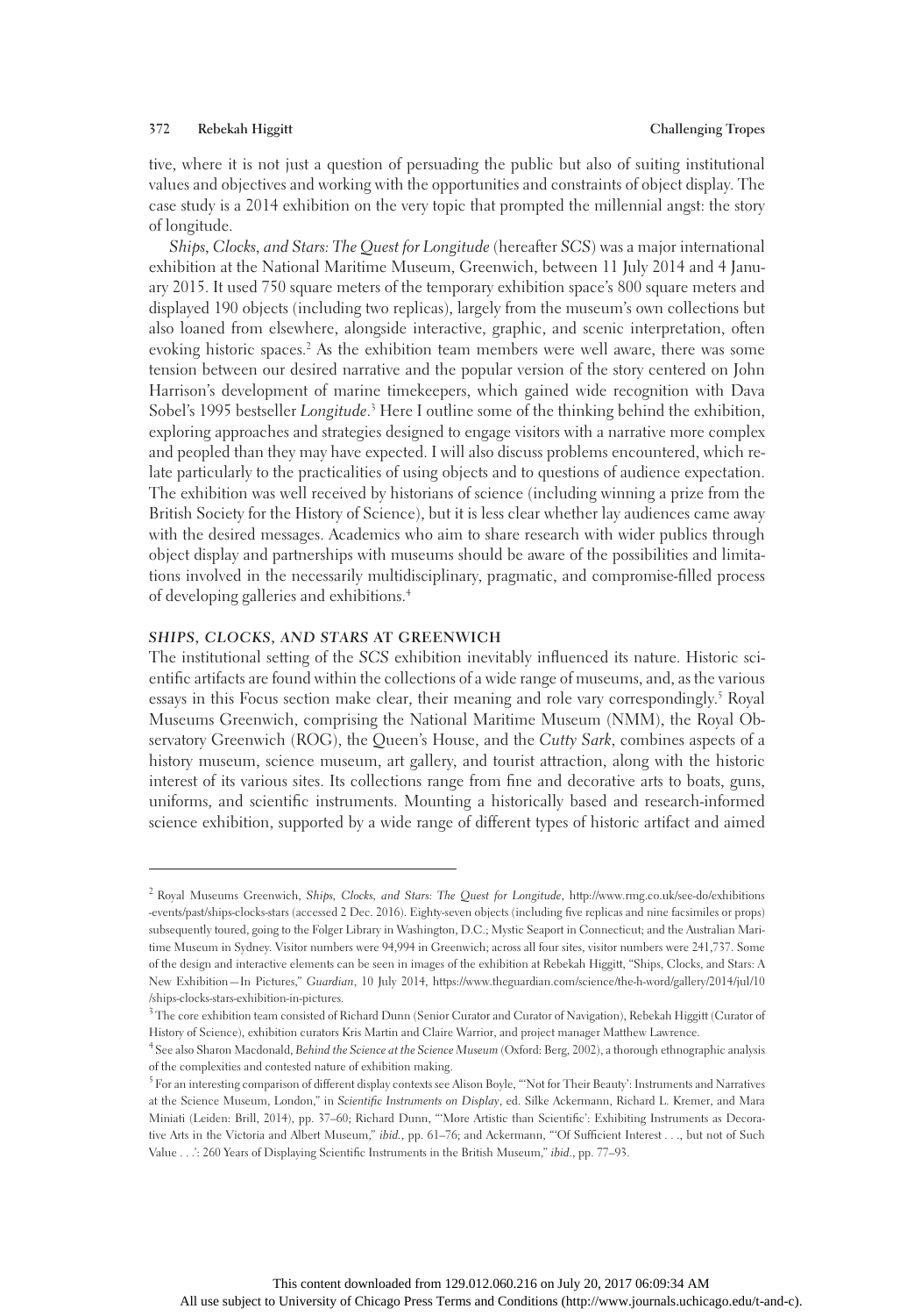tive, where it is not just a question of persuading the public but also of suiting institutional values and objectives and working with the opportunities and constraints of object display. The case study is a 2014 exhibition on the very topic that prompted the millennial angst: the story of longitude.

*Ships, Clocks, and Stars: The Quest for Longitude* (hereafter *SCS*) was a major international exhibition at the National Maritime Museum, Greenwich, between 11 July 2014 and 4 January 2015. It used 750 square meters of the temporary exhibition space's 800 square meters and displayed 190 objects (including two replicas), largely from the museum's own collections but also loaned from elsewhere, alongside interactive, graphic, and scenic interpretation, often evoking historic spaces.[2] As the exhibition team members were well aware, there was some tension between our desired narrative and the popular version of the story centered on John Harrison's development of marine timekeepers, which gained wide recognition with Dava Sobel's 1995 bestseller *Longitude*.[3] Here I outline some of the thinking behind the exhibition, exploring approaches and strategies designed to engage visitors with a narrative more complex and peopled than they may have expected. I will also discuss problems encountered, which relate particularly to the practicalities of using objects and to questions of audience expectation. The exhibition was well received by historians of science (including winning a prize from the British Society for the History of Science), but it is less clear whether lay audiences came away with the desired messages. Academics who aim to share research with wider publics through object display and partnerships with museums should be aware of the possibilities and limitations involved in the necessarily multidisciplinary, pragmatic, and compromise-filled process of developing galleries and exhibitions.[4]

## *SHIPS, CLOCKS, AND STARS* AT GREENWICH

The institutional setting of the *SCS* exhibition inevitably influenced its nature. Historic scientific artifacts are found within the collections of a wide range of museums, and, as the various essays in this Focus section make clear, their meaning and role vary correspondingly.[5] Royal Museums Greenwich, comprising the National Maritime Museum (NMM), the Royal Observatory Greenwich (ROG), the Queen's House, and the *Cutty Sark*, combines aspects of a history museum, science museum, art gallery, and tourist attraction, along with the historic interest of its various sites. Its collections range from fine and decorative arts to boats, guns, uniforms, and scientific instruments. Mounting a historically based and research-informed science exhibition, supported by a wide range of different types of historic artifact and aimed

---

[2] Royal Museums Greenwich, *Ships, Clocks, and Stars: The Quest for Longitude*, http://www.rmg.co.uk/see-do/exhibitions-events/past/ships-clocks-stars (accessed 2 Dec. 2016). Eighty-seven objects (including five replicas and nine facsimiles or props) subsequently toured, going to the Folger Library in Washington, D.C.; Mystic Seaport in Connecticut; and the Australian Maritime Museum in Sydney. Visitor numbers were 94,994 in Greenwich; across all four sites, visitor numbers were 241,737. Some of the design and interactive elements can be seen in images of the exhibition at Rebekah Higgitt, "Ships, Clocks, and Stars: A New Exhibition—In Pictures," *Guardian*, 10 July 2014, https://www.theguardian.com/science/the-h-word/gallery/2014/jul/10/ships-clocks-stars-exhibition-in-pictures.

[3] The core exhibition team consisted of Richard Dunn (Senior Curator and Curator of Navigation), Rebekah Higgitt (Curator of History of Science), exhibition curators Kris Martin and Claire Warrior, and project manager Matthew Lawrence.

[4] See also Sharon Macdonald, *Behind the Science at the Science Museum* (Oxford: Berg, 2002), a thorough ethnographic analysis of the complexities and contested nature of exhibition making.

[5] For an interesting comparison of different display contexts see Alison Boyle, "'Not for Their Beauty': Instruments and Narratives at the Science Museum, London," in *Scientific Instruments on Display*, ed. Silke Ackermann, Richard L. Kremer, and Mara Miniati (Leiden: Brill, 2014), pp. 37–60; Richard Dunn, "'More Artistic than Scientific': Exhibiting Instruments as Decorative Arts in the Victoria and Albert Museum," *ibid.*, pp. 61–76; and Ackermann, "'Of Sufficient Interest . . ., but not of Such Value . . .': 260 Years of Displaying Scientific Instruments in the British Museum," *ibid.*, pp. 77–93.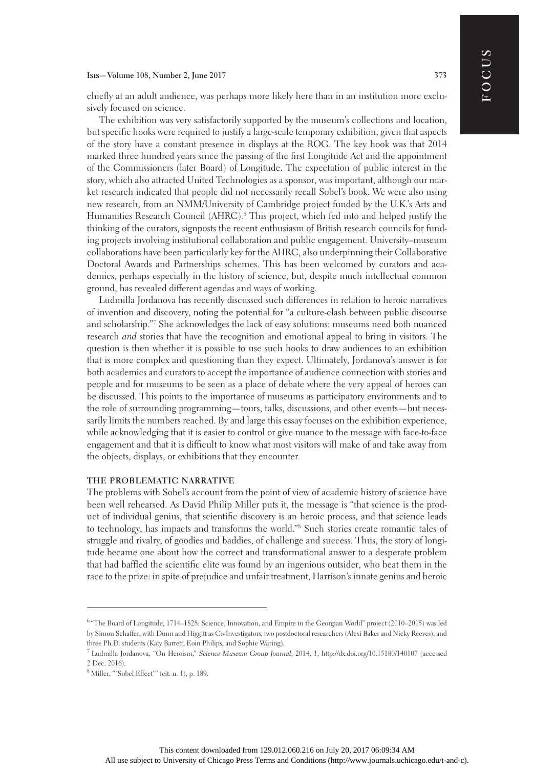chiefly at an adult audience, was perhaps more likely here than in an institution more exclusively focused on science.

The exhibition was very satisfactorily supported by the museum's collections and location, but specific hooks were required to justify a large-scale temporary exhibition, given that aspects of the story have a constant presence in displays at the ROG. The key hook was that 2014 marked three hundred years since the passing of the first Longitude Act and the appointment of the Commissioners (later Board) of Longitude. The expectation of public interest in the story, which also attracted United Technologies as a sponsor, was important, although our market research indicated that people did not necessarily recall Sobel's book. We were also using new research, from an NMM/University of Cambridge project funded by the U.K.'s Arts and Humanities Research Council (AHRC).[6] This project, which fed into and helped justify the thinking of the curators, signposts the recent enthusiasm of British research councils for funding projects involving institutional collaboration and public engagement. University–museum collaborations have been particularly key for the AHRC, also underpinning their Collaborative Doctoral Awards and Partnerships schemes. This has been welcomed by curators and academics, perhaps especially in the history of science, but, despite much intellectual common ground, has revealed different agendas and ways of working.

Ludmilla Jordanova has recently discussed such differences in relation to heroic narratives of invention and discovery, noting the potential for "a culture-clash between public discourse and scholarship."[7] She acknowledges the lack of easy solutions: museums need both nuanced research *and* stories that have the recognition and emotional appeal to bring in visitors. The question is then whether it is possible to use such hooks to draw audiences to an exhibition that is more complex and questioning than they expect. Ultimately, Jordanova's answer is for both academics and curators to accept the importance of audience connection with stories and people and for museums to be seen as a place of debate where the very appeal of heroes can be discussed. This points to the importance of museums as participatory environments and to the role of surrounding programming—tours, talks, discussions, and other events—but necessarily limits the numbers reached. By and large this essay focuses on the exhibition experience, while acknowledging that it is easier to control or give nuance to the message with face-to-face engagement and that it is difficult to know what most visitors will make of and take away from the objects, displays, or exhibitions that they encounter.

## THE PROBLEMATIC NARRATIVE

The problems with Sobel's account from the point of view of academic history of science have been well rehearsed. As David Philip Miller puts it, the message is "that science is the product of individual genius, that scientific discovery is an heroic process, and that science leads to technology, has impacts and transforms the world."[8] Such stories create romantic tales of struggle and rivalry, of goodies and baddies, of challenge and success. Thus, the story of longitude became one about how the correct and transformational answer to a desperate problem that had baffled the scientific elite was found by an ingenious outsider, who beat them in the race to the prize: in spite of prejudice and unfair treatment, Harrison's innate genius and heroic

---

[6] "The Board of Longitude, 1714–1828: Science, Innovation, and Empire in the Georgian World" project (2010–2015) was led by Simon Schaffer, with Dunn and Higgitt as Co-Investigators, two postdoctoral researchers (Alexi Baker and Nicky Reeves), and three Ph.D. students (Katy Barrett, Eoin Philips, and Sophie Waring).

[7] Ludmilla Jordanova, "On Heroism," *Science Museum Group Journal*, 2014, *1*, http://dx.doi.org/10.15180/140107 (accessed 2 Dec. 2016).

[8] Miller, "'Sobel Effect'" (cit. n. 1), p. 189.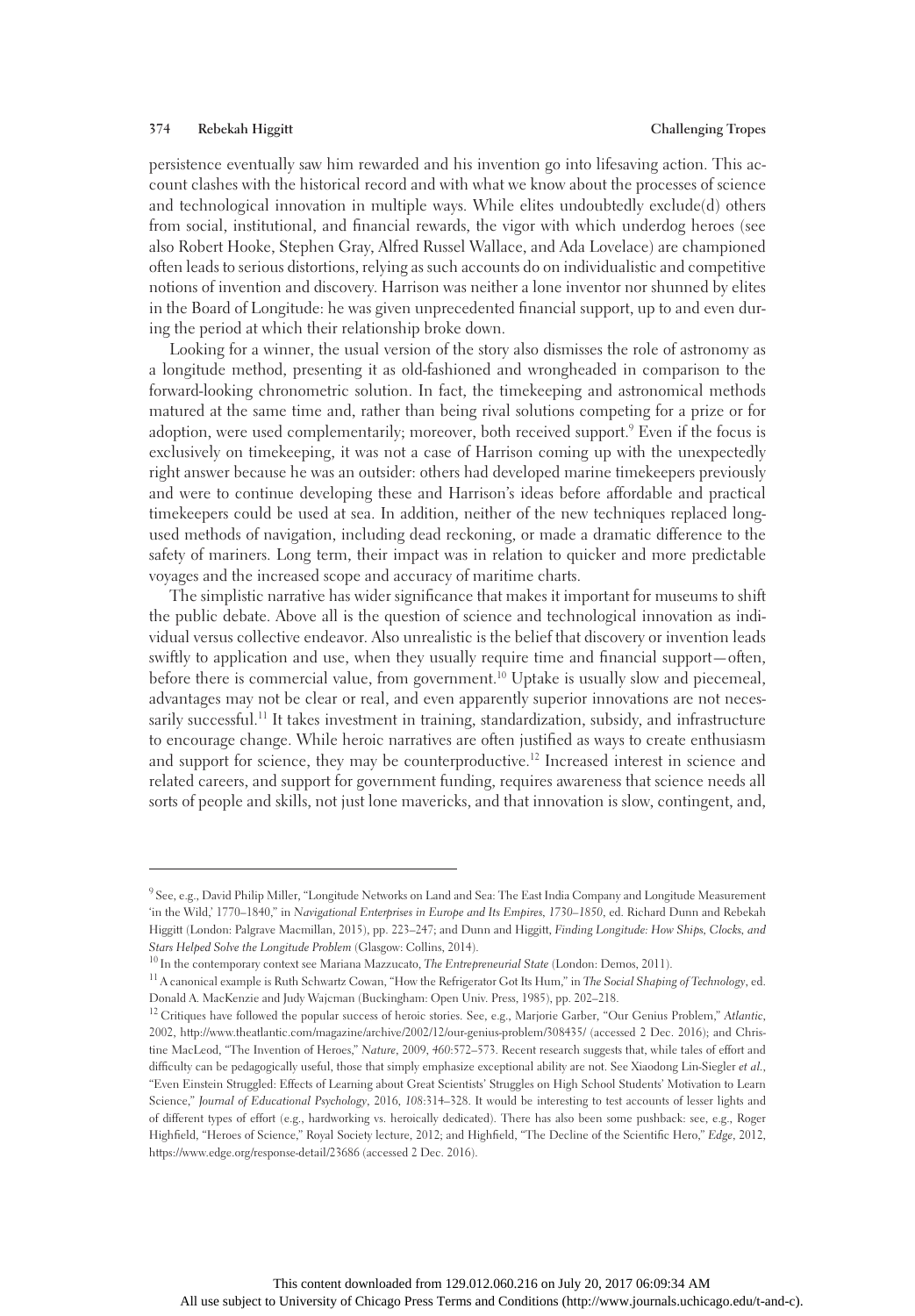persistence eventually saw him rewarded and his invention go into lifesaving action. This account clashes with the historical record and with what we know about the processes of science and technological innovation in multiple ways. While elites undoubtedly exclude(d) others from social, institutional, and financial rewards, the vigor with which underdog heroes (see also Robert Hooke, Stephen Gray, Alfred Russel Wallace, and Ada Lovelace) are championed often leads to serious distortions, relying as such accounts do on individualistic and competitive notions of invention and discovery. Harrison was neither a lone inventor nor shunned by elites in the Board of Longitude: he was given unprecedented financial support, up to and even during the period at which their relationship broke down.

Looking for a winner, the usual version of the story also dismisses the role of astronomy as a longitude method, presenting it as old-fashioned and wrongheaded in comparison to the forward-looking chronometric solution. In fact, the timekeeping and astronomical methods matured at the same time and, rather than being rival solutions competing for a prize or for adoption, were used complementarily; moreover, both received support.[9] Even if the focus is exclusively on timekeeping, it was not a case of Harrison coming up with the unexpectedly right answer because he was an outsider: others had developed marine timekeepers previously and were to continue developing these and Harrison's ideas before affordable and practical timekeepers could be used at sea. In addition, neither of the new techniques replaced long-used methods of navigation, including dead reckoning, or made a dramatic difference to the safety of mariners. Long term, their impact was in relation to quicker and more predictable voyages and the increased scope and accuracy of maritime charts.

The simplistic narrative has wider significance that makes it important for museums to shift the public debate. Above all is the question of science and technological innovation as individual versus collective endeavor. Also unrealistic is the belief that discovery or invention leads swiftly to application and use, when they usually require time and financial support—often, before there is commercial value, from government.[10] Uptake is usually slow and piecemeal, advantages may not be clear or real, and even apparently superior innovations are not necessarily successful.[11] It takes investment in training, standardization, subsidy, and infrastructure to encourage change. While heroic narratives are often justified as ways to create enthusiasm and support for science, they may be counterproductive.[12] Increased interest in science and related careers, and support for government funding, requires awareness that science needs all sorts of people and skills, not just lone mavericks, and that innovation is slow, contingent, and,

---

[9] See, e.g., David Philip Miller, "Longitude Networks on Land and Sea: The East India Company and Longitude Measurement 'in the Wild,' 1770–1840," in *Navigational Enterprises in Europe and Its Empires, 1730–1850*, ed. Richard Dunn and Rebekah Higgitt (London: Palgrave Macmillan, 2015), pp. 223–247; and Dunn and Higgitt, *Finding Longitude: How Ships, Clocks, and Stars Helped Solve the Longitude Problem* (Glasgow: Collins, 2014).

[10] In the contemporary context see Mariana Mazzucato, *The Entrepreneurial State* (London: Demos, 2011).

[11] A canonical example is Ruth Schwartz Cowan, "How the Refrigerator Got Its Hum," in *The Social Shaping of Technology*, ed. Donald A. MacKenzie and Judy Wajcman (Buckingham: Open Univ. Press, 1985), pp. 202–218.

[12] Critiques have followed the popular success of heroic stories. See, e.g., Marjorie Garber, "Our Genius Problem," *Atlantic*, 2002, http://www.theatlantic.com/magazine/archive/2002/12/our-genius-problem/308435/ (accessed 2 Dec. 2016); and Christine MacLeod, "The Invention of Heroes," *Nature*, 2009, *460*:572–573. Recent research suggests that, while tales of effort and difficulty can be pedagogically useful, those that simply emphasize exceptional ability are not. See Xiaodong Lin-Siegler *et al.*, "Even Einstein Struggled: Effects of Learning about Great Scientists' Struggles on High School Students' Motivation to Learn Science," *Journal of Educational Psychology*, 2016, *108*:314–328. It would be interesting to test accounts of lesser lights and of different types of effort (e.g., hardworking vs. heroically dedicated). There has also been some pushback: see, e.g., Roger Highfield, "Heroes of Science," Royal Society lecture, 2012; and Highfield, "The Decline of the Scientific Hero," *Edge*, 2012, https://www.edge.org/response-detail/23686 (accessed 2 Dec. 2016).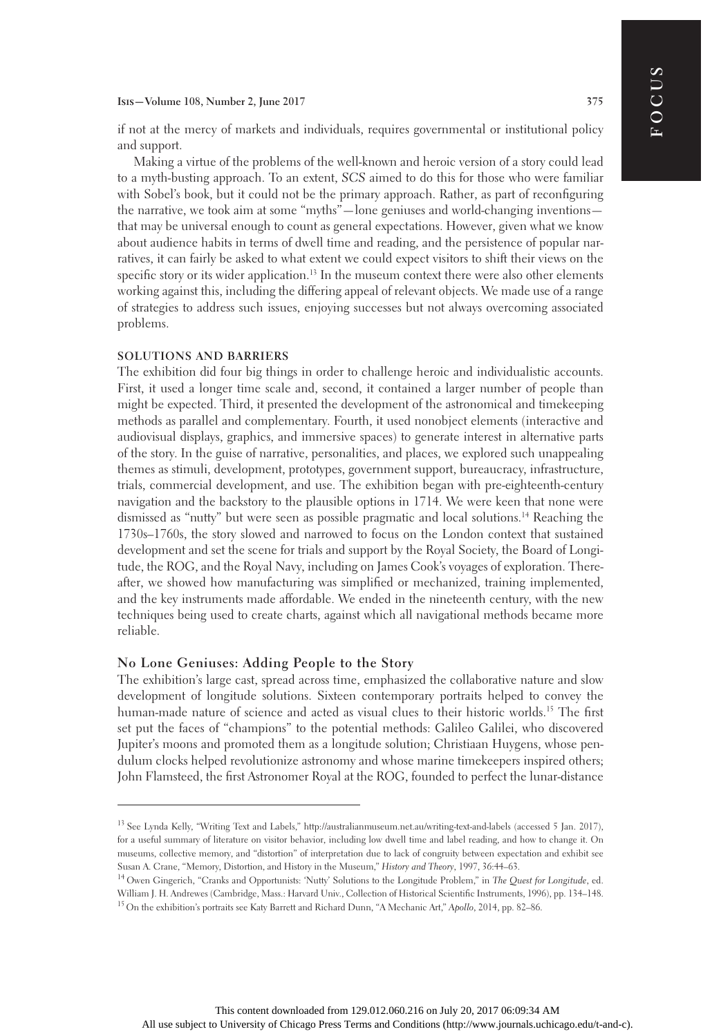if not at the mercy of markets and individuals, requires governmental or institutional policy and support.

Making a virtue of the problems of the well-known and heroic version of a story could lead to a myth-busting approach. To an extent, *SCS* aimed to do this for those who were familiar with Sobel's book, but it could not be the primary approach. Rather, as part of reconfiguring the narrative, we took aim at some "myths"—lone geniuses and world-changing inventions—that may be universal enough to count as general expectations. However, given what we know about audience habits in terms of dwell time and reading, and the persistence of popular narratives, it can fairly be asked to what extent we could expect visitors to shift their views on the specific story or its wider application.[13] In the museum context there were also other elements working against this, including the differing appeal of relevant objects. We made use of a range of strategies to address such issues, enjoying successes but not always overcoming associated problems.

## SOLUTIONS AND BARRIERS

The exhibition did four big things in order to challenge heroic and individualistic accounts. First, it used a longer time scale and, second, it contained a larger number of people than might be expected. Third, it presented the development of the astronomical and timekeeping methods as parallel and complementary. Fourth, it used nonobject elements (interactive and audiovisual displays, graphics, and immersive spaces) to generate interest in alternative parts of the story. In the guise of narrative, personalities, and places, we explored such unappealing themes as stimuli, development, prototypes, government support, bureaucracy, infrastructure, trials, commercial development, and use. The exhibition began with pre-eighteenth-century navigation and the backstory to the plausible options in 1714. We were keen that none were dismissed as "nutty" but were seen as possible pragmatic and local solutions.[14] Reaching the 1730s–1760s, the story slowed and narrowed to focus on the London context that sustained development and set the scene for trials and support by the Royal Society, the Board of Longitude, the ROG, and the Royal Navy, including on James Cook's voyages of exploration. Thereafter, we showed how manufacturing was simplified or mechanized, training implemented, and the key instruments made affordable. We ended in the nineteenth century, with the new techniques being used to create charts, against which all navigational methods became more reliable.

### No Lone Geniuses: Adding People to the Story

The exhibition's large cast, spread across time, emphasized the collaborative nature and slow development of longitude solutions. Sixteen contemporary portraits helped to convey the human-made nature of science and acted as visual clues to their historic worlds.[15] The first set put the faces of "champions" to the potential methods: Galileo Galilei, who discovered Jupiter's moons and promoted them as a longitude solution; Christiaan Huygens, whose pendulum clocks helped revolutionize astronomy and whose marine timekeepers inspired others; John Flamsteed, the first Astronomer Royal at the ROG, founded to perfect the lunar-distance

---

[13] See Lynda Kelly, "Writing Text and Labels," http://australianmuseum.net.au/writing-text-and-labels (accessed 5 Jan. 2017), for a useful summary of literature on visitor behavior, including low dwell time and label reading, and how to change it. On museums, collective memory, and "distortion" of interpretation due to lack of congruity between expectation and exhibit see Susan A. Crane, "Memory, Distortion, and History in the Museum," *History and Theory*, 1997, 36:44–63.

[14] Owen Gingerich, "Cranks and Opportunists: 'Nutty' Solutions to the Longitude Problem," in *The Quest for Longitude*, ed. William J. H. Andrewes (Cambridge, Mass.: Harvard Univ., Collection of Historical Scientific Instruments, 1996), pp. 134–148.

[15] On the exhibition's portraits see Katy Barrett and Richard Dunn, "A Mechanic Art," *Apollo*, 2014, pp. 82–86.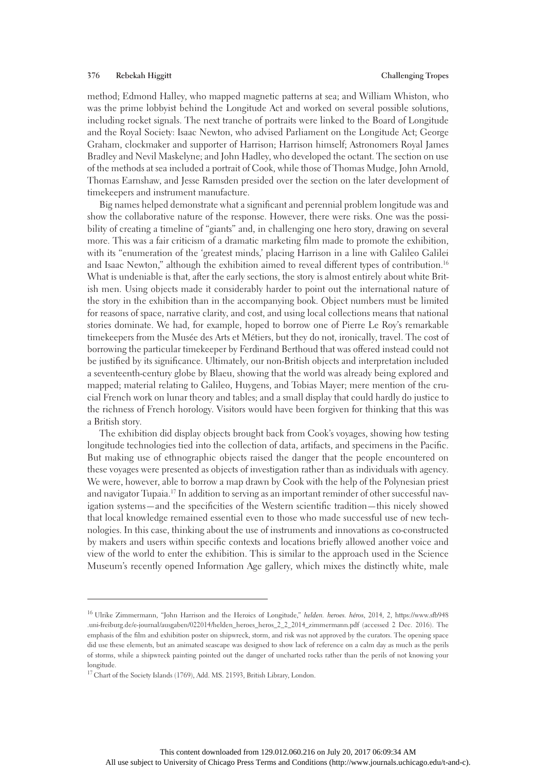method; Edmond Halley, who mapped magnetic patterns at sea; and William Whiston, who was the prime lobbyist behind the Longitude Act and worked on several possible solutions, including rocket signals. The next tranche of portraits were linked to the Board of Longitude and the Royal Society: Isaac Newton, who advised Parliament on the Longitude Act; George Graham, clockmaker and supporter of Harrison; Harrison himself; Astronomers Royal James Bradley and Nevil Maskelyne; and John Hadley, who developed the octant. The section on use of the methods at sea included a portrait of Cook, while those of Thomas Mudge, John Arnold, Thomas Earnshaw, and Jesse Ramsden presided over the section on the later development of timekeepers and instrument manufacture.

Big names helped demonstrate what a significant and perennial problem longitude was and show the collaborative nature of the response. However, there were risks. One was the possibility of creating a timeline of "giants" and, in challenging one hero story, drawing on several more. This was a fair criticism of a dramatic marketing film made to promote the exhibition, with its "enumeration of the 'greatest minds,' placing Harrison in a line with Galileo Galilei and Isaac Newton," although the exhibition aimed to reveal different types of contribution.[16] What is undeniable is that, after the early sections, the story is almost entirely about white British men. Using objects made it considerably harder to point out the international nature of the story in the exhibition than in the accompanying book. Object numbers must be limited for reasons of space, narrative clarity, and cost, and using local collections means that national stories dominate. We had, for example, hoped to borrow one of Pierre Le Roy's remarkable timekeepers from the Musée des Arts et Métiers, but they do not, ironically, travel. The cost of borrowing the particular timekeeper by Ferdinand Berthoud that was offered instead could not be justified by its significance. Ultimately, our non-British objects and interpretation included a seventeenth-century globe by Blaeu, showing that the world was already being explored and mapped; material relating to Galileo, Huygens, and Tobias Mayer; mere mention of the crucial French work on lunar theory and tables; and a small display that could hardly do justice to the richness of French horology. Visitors would have been forgiven for thinking that this was a British story.

The exhibition did display objects brought back from Cook's voyages, showing how testing longitude technologies tied into the collection of data, artifacts, and specimens in the Pacific. But making use of ethnographic objects raised the danger that the people encountered on these voyages were presented as objects of investigation rather than as individuals with agency. We were, however, able to borrow a map drawn by Cook with the help of the Polynesian priest and navigator Tupaia.[17] In addition to serving as an important reminder of other successful navigation systems—and the specificities of the Western scientific tradition—this nicely showed that local knowledge remained essential even to those who made successful use of new technologies. In this case, thinking about the use of instruments and innovations as co-constructed by makers and users within specific contexts and locations briefly allowed another voice and view of the world to enter the exhibition. This is similar to the approach used in the Science Museum's recently opened Information Age gallery, which mixes the distinctly white, male

---

[16] Ulrike Zimmermann, "John Harrison and the Heroics of Longitude," *helden. heroes. héros*, 2014, 2, https://www.sfb948.uni-freiburg.de/e-journal/ausgaben/022014/helden_heroes_heros_2_2_2014_zimmermann.pdf (accessed 2 Dec. 2016). The emphasis of the film and exhibition poster on shipwreck, storm, and risk was not approved by the curators. The opening space did use these elements, but an animated seascape was designed to show lack of reference on a calm day as much as the perils of storms, while a shipwreck painting pointed out the danger of uncharted rocks rather than the perils of not knowing your longitude.

[17] Chart of the Society Islands (1769), Add. MS. 21593, British Library, London.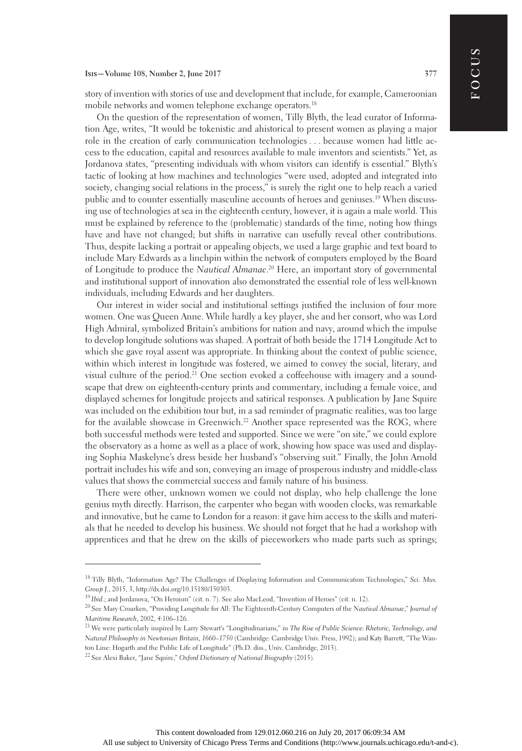story of invention with stories of use and development that include, for example, Cameroonian mobile networks and women telephone exchange operators.[18]

On the question of the representation of women, Tilly Blyth, the lead curator of Information Age, writes, "It would be tokenistic and ahistorical to present women as playing a major role in the creation of early communication technologies . . . because women had little access to the education, capital and resources available to male inventors and scientists." Yet, as Jordanova states, "presenting individuals with whom visitors can identify is essential." Blyth's tactic of looking at how machines and technologies "were used, adopted and integrated into society, changing social relations in the process," is surely the right one to help reach a varied public and to counter essentially masculine accounts of heroes and geniuses.[19] When discussing use of technologies at sea in the eighteenth century, however, it is again a male world. This must be explained by reference to the (problematic) standards of the time, noting how things have and have not changed; but shifts in narrative can usefully reveal other contributions. Thus, despite lacking a portrait or appealing objects, we used a large graphic and text board to include Mary Edwards as a linchpin within the network of computers employed by the Board of Longitude to produce the *Nautical Almanac*.[20] Here, an important story of governmental and institutional support of innovation also demonstrated the essential role of less well-known individuals, including Edwards and her daughters.

Our interest in wider social and institutional settings justified the inclusion of four more women. One was Queen Anne. While hardly a key player, she and her consort, who was Lord High Admiral, symbolized Britain's ambitions for nation and navy, around which the impulse to develop longitude solutions was shaped. A portrait of both beside the 1714 Longitude Act to which she gave royal assent was appropriate. In thinking about the context of public science, within which interest in longitude was fostered, we aimed to convey the social, literary, and visual culture of the period.[21] One section evoked a coffeehouse with imagery and a soundscape that drew on eighteenth-century prints and commentary, including a female voice, and displayed schemes for longitude projects and satirical responses. A publication by Jane Squire was included on the exhibition tour but, in a sad reminder of pragmatic realities, was too large for the available showcase in Greenwich.[22] Another space represented was the ROG, where both successful methods were tested and supported. Since we were "on site," we could explore the observatory as a home as well as a place of work, showing how space was used and displaying Sophia Maskelyne's dress beside her husband's "observing suit." Finally, the John Arnold portrait includes his wife and son, conveying an image of prosperous industry and middle-class values that shows the commercial success and family nature of his business.

There were other, unknown women we could not display, who help challenge the lone genius myth directly. Harrison, the carpenter who began with wooden clocks, was remarkable and innovative, but he came to London for a reason: it gave him access to the skills and materials that he needed to develop his business. We should not forget that he had a workshop with apprentices and that he drew on the skills of pieceworkers who made parts such as springs;

---

[18] Tilly Blyth, "Information Age? The Challenges of Displaying Information and Communication Technologies," *Sci. Mus. Group J.*, 2015, 3, http://dx.doi.org/10.15180/150303.

[19] *Ibid.*; and Jordanova, "On Heroism" (cit. n. 7). See also MacLeod, "Invention of Heroes" (cit. n. 12).

[20] See Mary Croarken, "Providing Longitude for All: The Eighteenth-Century Computers of the *Nautical Almanac*," *Journal of Maritime Research*, 2002, 4:106–126.

[21] We were particularly inspired by Larry Stewart's "Longitudinarians," in *The Rise of Public Science: Rhetoric, Technology, and Natural Philosophy in Newtonian Britain, 1660–1750* (Cambridge: Cambridge Univ. Press, 1992); and Katy Barrett, "The Wanton Line: Hogarth and the Public Life of Longitude" (Ph.D. diss., Univ. Cambridge, 2013).

[22] See Alexi Baker, "Jane Squire," *Oxford Dictionary of National Biography* (2015).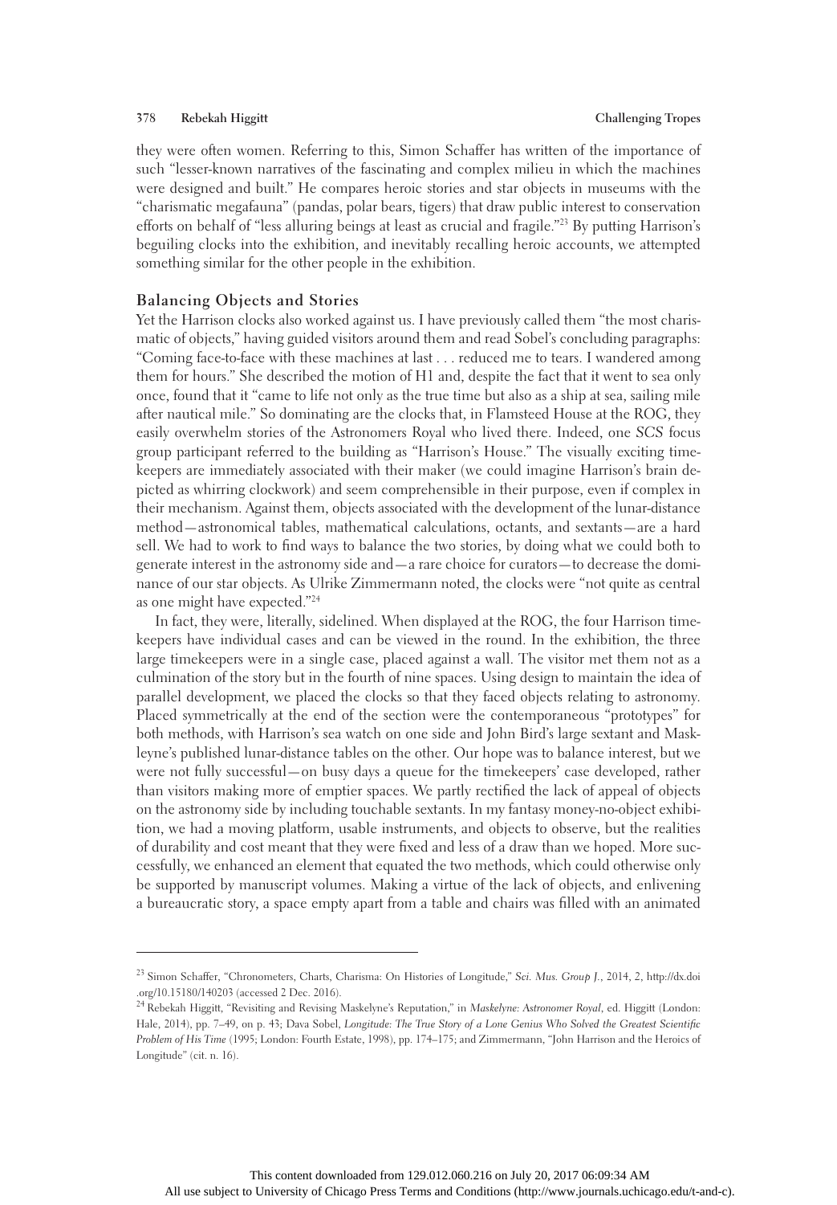they were often women. Referring to this, Simon Schaffer has written of the importance of such "lesser-known narratives of the fascinating and complex milieu in which the machines were designed and built." He compares heroic stories and star objects in museums with the "charismatic megafauna" (pandas, polar bears, tigers) that draw public interest to conservation efforts on behalf of "less alluring beings at least as crucial and fragile."[23] By putting Harrison's beguiling clocks into the exhibition, and inevitably recalling heroic accounts, we attempted something similar for the other people in the exhibition.

## Balancing Objects and Stories

Yet the Harrison clocks also worked against us. I have previously called them "the most charismatic of objects," having guided visitors around them and read Sobel's concluding paragraphs: "Coming face-to-face with these machines at last . . . reduced me to tears. I wandered among them for hours." She described the motion of H1 and, despite the fact that it went to sea only once, found that it "came to life not only as the true time but also as a ship at sea, sailing mile after nautical mile." So dominating are the clocks that, in Flamsteed House at the ROG, they easily overwhelm stories of the Astronomers Royal who lived there. Indeed, one *SCS* focus group participant referred to the building as "Harrison's House." The visually exciting timekeepers are immediately associated with their maker (we could imagine Harrison's brain depicted as whirring clockwork) and seem comprehensible in their purpose, even if complex in their mechanism. Against them, objects associated with the development of the lunar-distance method—astronomical tables, mathematical calculations, octants, and sextants—are a hard sell. We had to work to find ways to balance the two stories, by doing what we could both to generate interest in the astronomy side and—a rare choice for curators—to decrease the dominance of our star objects. As Ulrike Zimmermann noted, the clocks were "not quite as central as one might have expected."[24]

In fact, they were, literally, sidelined. When displayed at the ROG, the four Harrison timekeepers have individual cases and can be viewed in the round. In the exhibition, the three large timekeepers were in a single case, placed against a wall. The visitor met them not as a culmination of the story but in the fourth of nine spaces. Using design to maintain the idea of parallel development, we placed the clocks so that they faced objects relating to astronomy. Placed symmetrically at the end of the section were the contemporaneous "prototypes" for both methods, with Harrison's sea watch on one side and John Bird's large sextant and Maskelyne's published lunar-distance tables on the other. Our hope was to balance interest, but we were not fully successful—on busy days a queue for the timekeepers' case developed, rather than visitors making more of emptier spaces. We partly rectified the lack of appeal of objects on the astronomy side by including touchable sextants. In my fantasy money-no-object exhibition, we had a moving platform, usable instruments, and objects to observe, but the realities of durability and cost meant that they were fixed and less of a draw than we hoped. More successfully, we enhanced an element that equated the two methods, which could otherwise only be supported by manuscript volumes. Making a virtue of the lack of objects, and enlivening a bureaucratic story, a space empty apart from a table and chairs was filled with an animated

---

[23] Simon Schaffer, "Chronometers, Charts, Charisma: On Histories of Longitude," *Sci. Mus. Group J.*, 2014, 2, http://dx.doi.org/10.15180/140203 (accessed 2 Dec. 2016).

[24] Rebekah Higgitt, "Revisiting and Revising Maskelyne's Reputation," in *Maskelyne: Astronomer Royal*, ed. Higgitt (London: Hale, 2014), pp. 7–49, on p. 43; Dava Sobel, *Longitude: The True Story of a Lone Genius Who Solved the Greatest Scientific Problem of His Time* (1995; London: Fourth Estate, 1998), pp. 174–175; and Zimmermann, "John Harrison and the Heroics of Longitude" (cit. n. 16).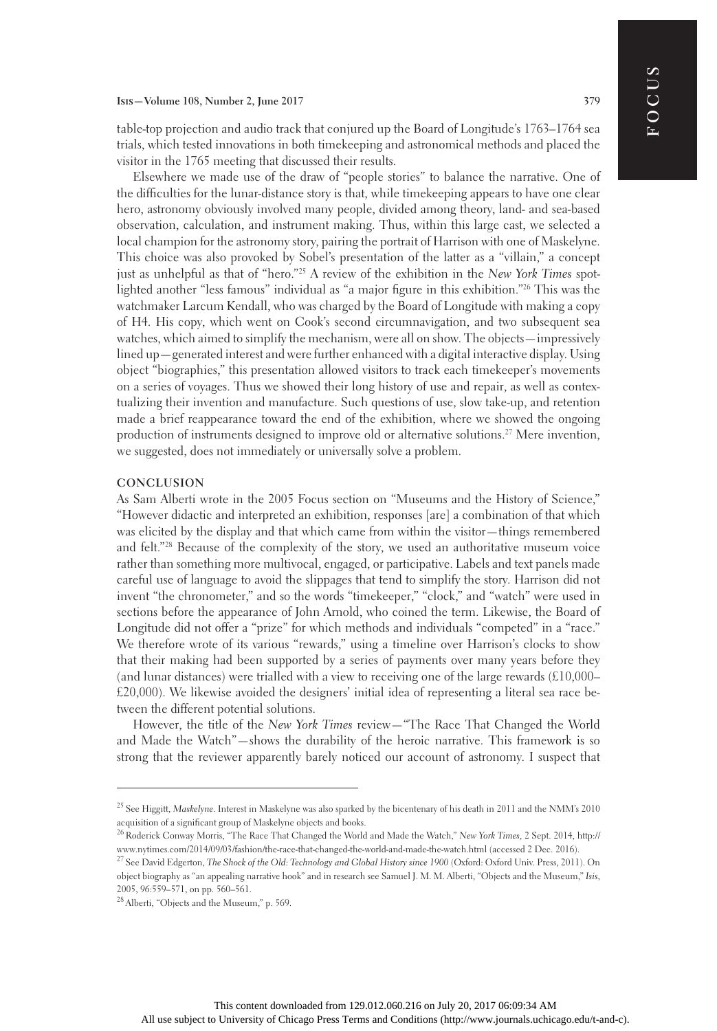table-top projection and audio track that conjured up the Board of Longitude's 1763–1764 sea trials, which tested innovations in both timekeeping and astronomical methods and placed the visitor in the 1765 meeting that discussed their results.

Elsewhere we made use of the draw of "people stories" to balance the narrative. One of the difficulties for the lunar-distance story is that, while timekeeping appears to have one clear hero, astronomy obviously involved many people, divided among theory, land- and sea-based observation, calculation, and instrument making. Thus, within this large cast, we selected a local champion for the astronomy story, pairing the portrait of Harrison with one of Maskelyne. This choice was also provoked by Sobel's presentation of the latter as a "villain," a concept just as unhelpful as that of "hero."[25] A review of the exhibition in the *New York Times* spotlighted another "less famous" individual as "a major figure in this exhibition."[26] This was the watchmaker Larcum Kendall, who was charged by the Board of Longitude with making a copy of H4. His copy, which went on Cook's second circumnavigation, and two subsequent sea watches, which aimed to simplify the mechanism, were all on show. The objects—impressively lined up—generated interest and were further enhanced with a digital interactive display. Using object "biographies," this presentation allowed visitors to track each timekeeper's movements on a series of voyages. Thus we showed their long history of use and repair, as well as contextualizing their invention and manufacture. Such questions of use, slow take-up, and retention made a brief reappearance toward the end of the exhibition, where we showed the ongoing production of instruments designed to improve old or alternative solutions.[27] Mere invention, we suggested, does not immediately or universally solve a problem.

## CONCLUSION

As Sam Alberti wrote in the 2005 Focus section on "Museums and the History of Science," "However didactic and interpreted an exhibition, responses [are] a combination of that which was elicited by the display and that which came from within the visitor—things remembered and felt."[28] Because of the complexity of the story, we used an authoritative museum voice rather than something more multivocal, engaged, or participative. Labels and text panels made careful use of language to avoid the slippages that tend to simplify the story. Harrison did not invent "the chronometer," and so the words "timekeeper," "clock," and "watch" were used in sections before the appearance of John Arnold, who coined the term. Likewise, the Board of Longitude did not offer a "prize" for which methods and individuals "competed" in a "race." We therefore wrote of its various "rewards," using a timeline over Harrison's clocks to show that their making had been supported by a series of payments over many years before they (and lunar distances) were trialled with a view to receiving one of the large rewards (£10,000–£20,000). We likewise avoided the designers' initial idea of representing a literal sea race between the different potential solutions.

However, the title of the *New York Times* review—"The Race That Changed the World and Made the Watch"—shows the durability of the heroic narrative. This framework is so strong that the reviewer apparently barely noticed our account of astronomy. I suspect that

---

[25] See Higgitt, *Maskelyne*. Interest in Maskelyne was also sparked by the bicentenary of his death in 2011 and the NMM's 2010 acquisition of a significant group of Maskelyne objects and books.

[26] Roderick Conway Morris, "The Race That Changed the World and Made the Watch," *New York Times*, 2 Sept. 2014, http://www.nytimes.com/2014/09/03/fashion/the-race-that-changed-the-world-and-made-the-watch.html (accessed 2 Dec. 2016).

[27] See David Edgerton, *The Shock of the Old: Technology and Global History since 1900* (Oxford: Oxford Univ. Press, 2011). On object biography as "an appealing narrative hook" and in research see Samuel J. M. M. Alberti, "Objects and the Museum," *Isis*, 2005, 96:559–571, on pp. 560–561.

[28] Alberti, "Objects and the Museum," p. 569.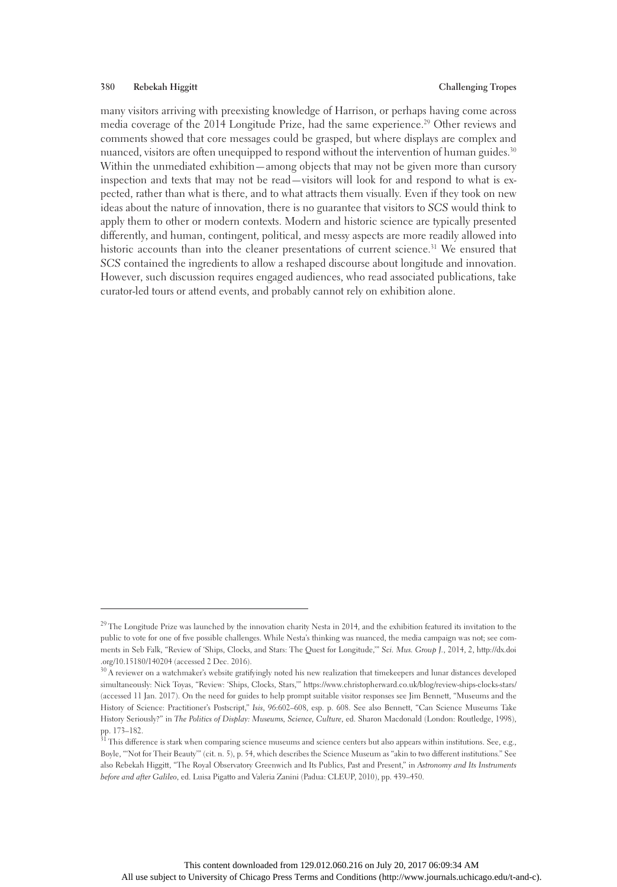many visitors arriving with preexisting knowledge of Harrison, or perhaps having come across media coverage of the 2014 Longitude Prize, had the same experience.[29] Other reviews and comments showed that core messages could be grasped, but where displays are complex and nuanced, visitors are often unequipped to respond without the intervention of human guides.[30] Within the unmediated exhibition—among objects that may not be given more than cursory inspection and texts that may not be read—visitors will look for and respond to what is expected, rather than what is there, and to what attracts them visually. Even if they took on new ideas about the nature of innovation, there is no guarantee that visitors to *SCS* would think to apply them to other or modern contexts. Modern and historic science are typically presented differently, and human, contingent, political, and messy aspects are more readily allowed into historic accounts than into the cleaner presentations of current science.[31] We ensured that *SCS* contained the ingredients to allow a reshaped discourse about longitude and innovation. However, such discussion requires engaged audiences, who read associated publications, take curator-led tours or attend events, and probably cannot rely on exhibition alone.

---

[29] The Longitude Prize was launched by the innovation charity Nesta in 2014, and the exhibition featured its invitation to the public to vote for one of five possible challenges. While Nesta's thinking was nuanced, the media campaign was not; see comments in Seb Falk, "Review of 'Ships, Clocks, and Stars: The Quest for Longitude,'" *Sci. Mus. Group J.*, 2014, 2, http://dx.doi.org/10.15180/140204 (accessed 2 Dec. 2016).

[30] A reviewer on a watchmaker's website gratifyingly noted his new realization that timekeepers and lunar distances developed simultaneously: Nick Toyas, "Review: 'Ships, Clocks, Stars,'" https://www.christopherward.co.uk/blog/review-ships-clocks-stars/ (accessed 11 Jan. 2017). On the need for guides to help prompt suitable visitor responses see Jim Bennett, "Museums and the History of Science: Practitioner's Postscript," *Isis*, 96:602–608, esp. p. 608. See also Bennett, "Can Science Museums Take History Seriously?" in *The Politics of Display: Museums, Science, Culture*, ed. Sharon Macdonald (London: Routledge, 1998), pp. 173–182.

[31] This difference is stark when comparing science museums and science centers but also appears within institutions. See, e.g., Boyle, "'Not for Their Beauty'" (cit. n. 5), p. 54, which describes the Science Museum as "akin to two different institutions." See also Rebekah Higgitt, "The Royal Observatory Greenwich and Its Publics, Past and Present," in *Astronomy and Its Instruments before and after Galileo*, ed. Luisa Pigatto and Valeria Zanini (Padua: CLEUP, 2010), pp. 439–450.